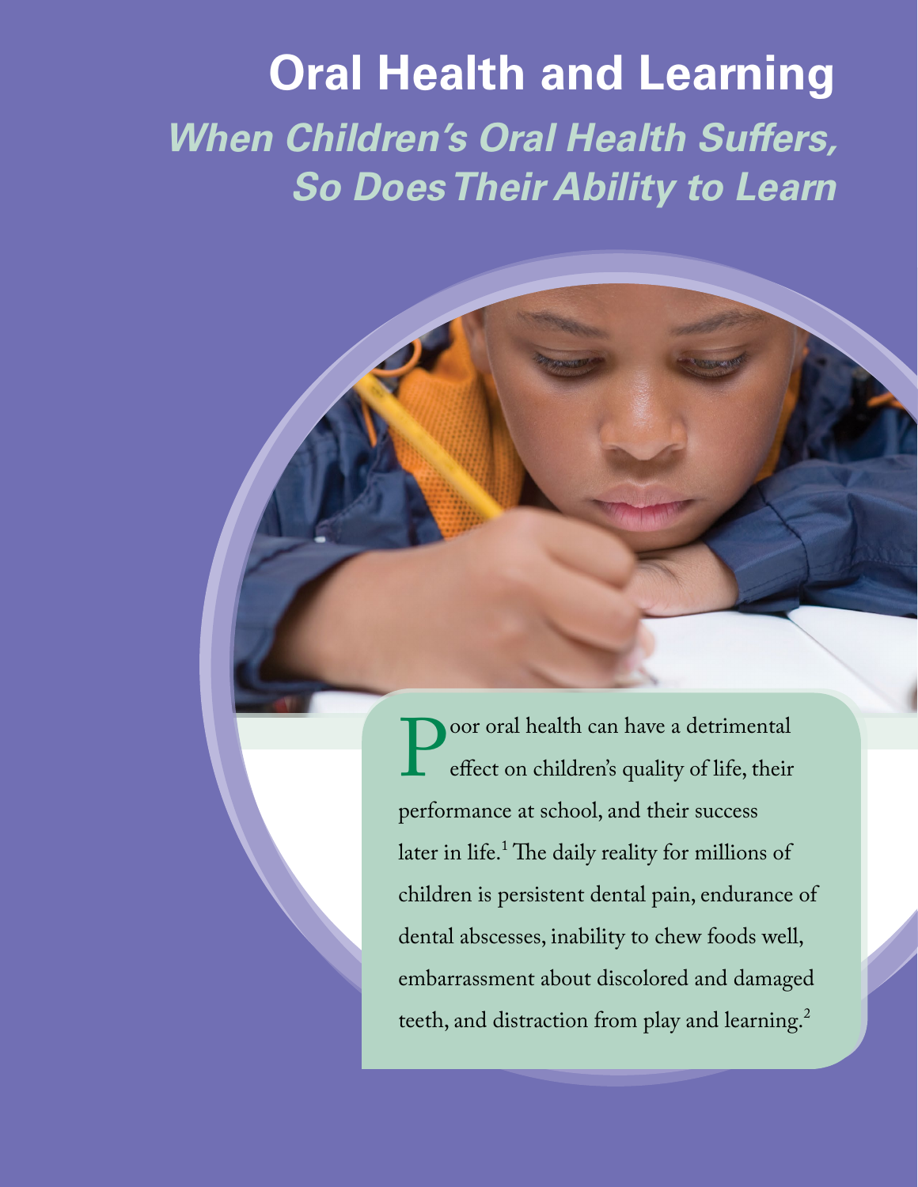# Oral Health and Learning

## *When Children's Oral Health Suffers, So Does Their Ability to Learn*

Poor oral health can have a detrimental effect on children's quality of life, their performance at school, and their success later in life.[1] The daily reality for millions of children is persistent dental pain, endurance of dental abscesses, inability to chew foods well, embarrassment about discolored and damaged teeth, and distraction from play and learning.[2]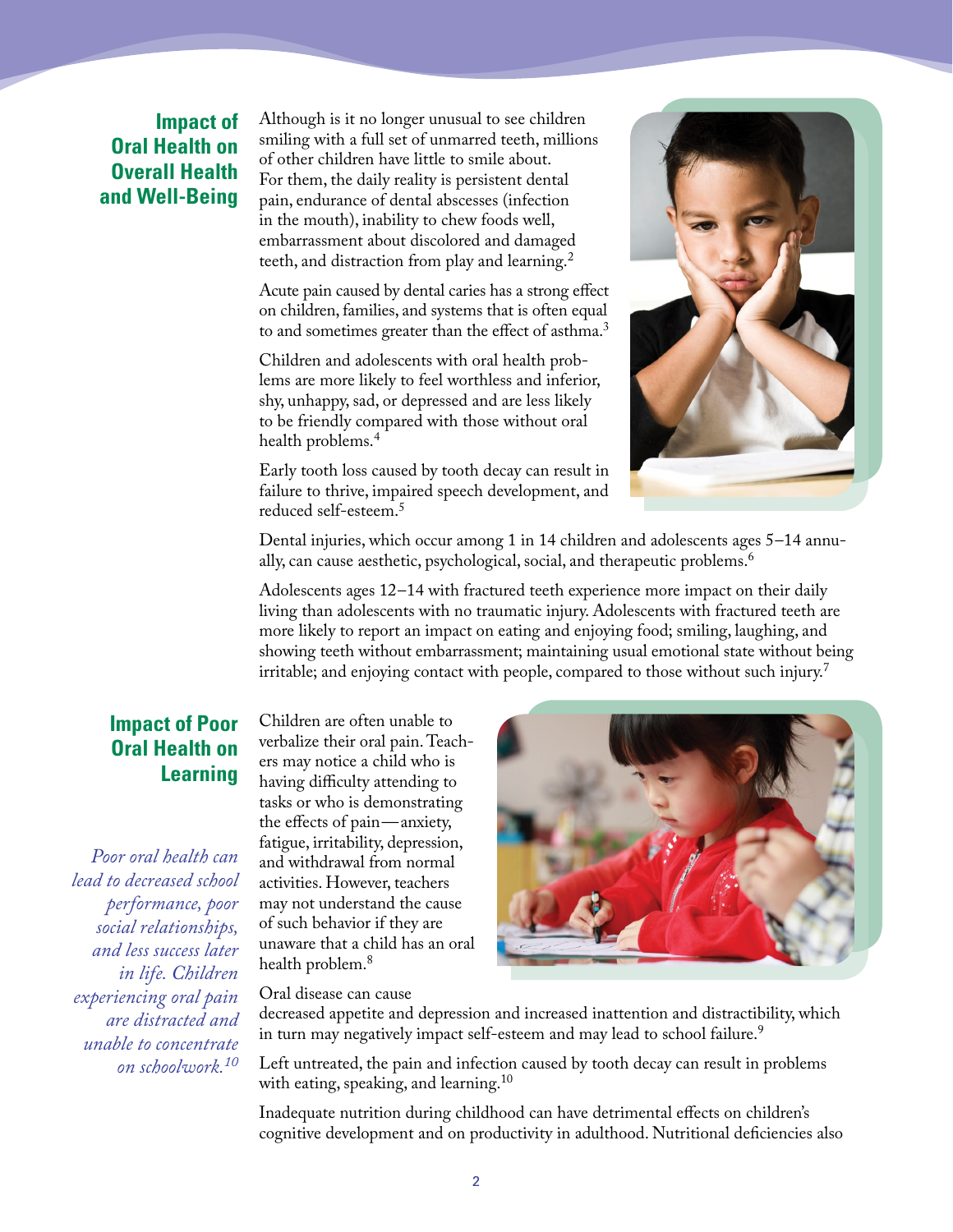## Impact of Oral Health on Overall Health and Well-Being

Although is it no longer unusual to see children smiling with a full set of unmarred teeth, millions of other children have little to smile about. For them, the daily reality is persistent dental pain, endurance of dental abscesses (infection in the mouth), inability to chew foods well, embarrassment about discolored and damaged teeth, and distraction from play and learning.[2]

Acute pain caused by dental caries has a strong effect on children, families, and systems that is often equal to and sometimes greater than the effect of asthma.[3]

Children and adolescents with oral health problems are more likely to feel worthless and inferior, shy, unhappy, sad, or depressed and are less likely to be friendly compared with those without oral health problems.[4]

Early tooth loss caused by tooth decay can result in failure to thrive, impaired speech development, and reduced self-esteem.[5]

Dental injuries, which occur among 1 in 14 children and adolescents ages 5–14 annually, can cause aesthetic, psychological, social, and therapeutic problems.[6]

Adolescents ages 12–14 with fractured teeth experience more impact on their daily living than adolescents with no traumatic injury. Adolescents with fractured teeth are more likely to report an impact on eating and enjoying food; smiling, laughing, and showing teeth without embarrassment; maintaining usual emotional state without being irritable; and enjoying contact with people, compared to those without such injury.[7]

## Impact of Poor Oral Health on Learning

*Poor oral health can lead to decreased school performance, poor social relationships, and less success later in life. Children experiencing oral pain are distracted and unable to concentrate on schoolwork.[10]*

Children are often unable to verbalize their oral pain. Teachers may notice a child who is having difficulty attending to tasks or who is demonstrating the effects of pain—anxiety, fatigue, irritability, depression, and withdrawal from normal activities. However, teachers may not understand the cause of such behavior if they are unaware that a child has an oral health problem.[8]

Oral disease can cause decreased appetite and depression and increased inattention and distractibility, which in turn may negatively impact self-esteem and may lead to school failure.[9]

Left untreated, the pain and infection caused by tooth decay can result in problems with eating, speaking, and learning.[10]

Inadequate nutrition during childhood can have detrimental effects on children's cognitive development and on productivity in adulthood. Nutritional deficiencies also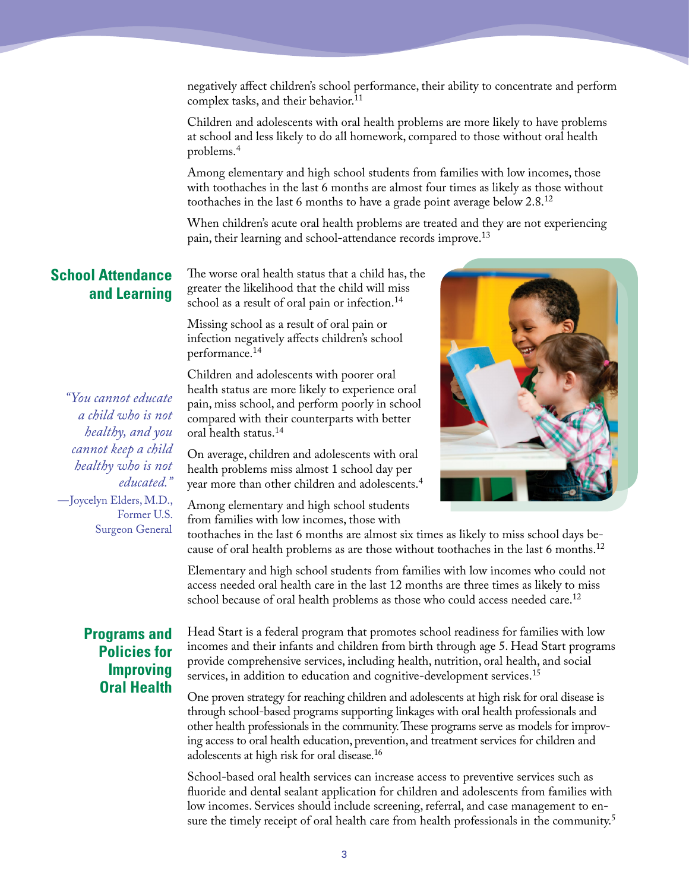negatively affect children's school performance, their ability to concentrate and perform complex tasks, and their behavior.[11]

Children and adolescents with oral health problems are more likely to have problems at school and less likely to do all homework, compared to those without oral health problems.[4]

Among elementary and high school students from families with low incomes, those with toothaches in the last 6 months are almost four times as likely as those without toothaches in the last 6 months to have a grade point average below 2.8.[12]

When children's acute oral health problems are treated and they are not experiencing pain, their learning and school-attendance records improve.[13]

## School Attendance and Learning

The worse oral health status that a child has, the greater the likelihood that the child will miss school as a result of oral pain or infection.[14]

Missing school as a result of oral pain or infection negatively affects children's school performance.[14]

Children and adolescents with poorer oral health status are more likely to experience oral pain, miss school, and perform poorly in school compared with their counterparts with better oral health status.[14]

On average, children and adolescents with oral health problems miss almost 1 school day per year more than other children and adolescents.[4]

Among elementary and high school students from families with low incomes, those with toothaches in the last 6 months are almost six times as likely to miss school days because of oral health problems as are those without toothaches in the last 6 months.[12]

Elementary and high school students from families with low incomes who could not access needed oral health care in the last 12 months are three times as likely to miss school because of oral health problems as those who could access needed care.[12]

*"You cannot educate a child who is not healthy, and you cannot keep a child healthy who is not educated."*

—Joycelyn Elders, M.D., Former U.S. Surgeon General

## Programs and Policies for Improving Oral Health

Head Start is a federal program that promotes school readiness for families with low incomes and their infants and children from birth through age 5. Head Start programs provide comprehensive services, including health, nutrition, oral health, and social services, in addition to education and cognitive-development services.[15]

One proven strategy for reaching children and adolescents at high risk for oral disease is through school-based programs supporting linkages with oral health professionals and other health professionals in the community. These programs serve as models for improving access to oral health education, prevention, and treatment services for children and adolescents at high risk for oral disease.[16]

School-based oral health services can increase access to preventive services such as fluoride and dental sealant application for children and adolescents from families with low incomes. Services should include screening, referral, and case management to ensure the timely receipt of oral health care from health professionals in the community.[5]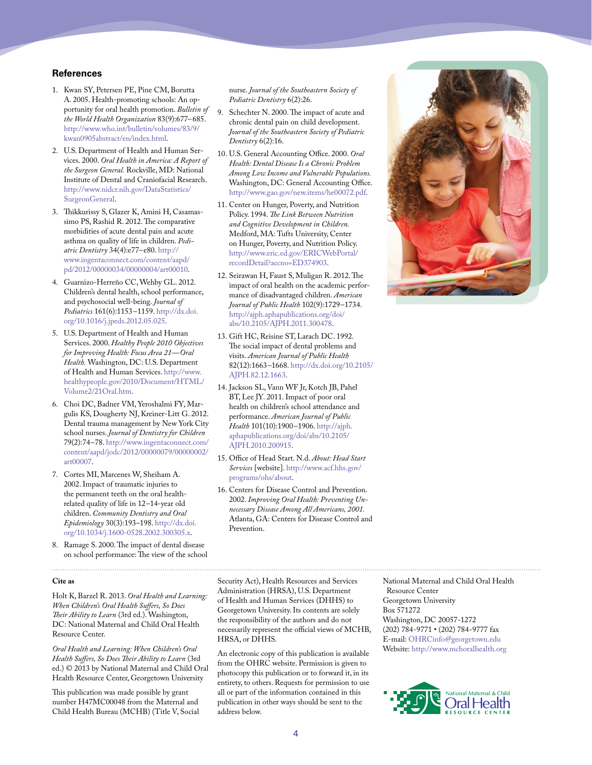## References

1. Kwan SY, Petersen PE, Pine CM, Borutta A. 2005. Health-promoting schools: An opportunity for oral health promotion. *Bulletin of the World Health Organization* 83(9):677–685. http://www.who.int/bulletin/volumes/83/9/kwan0905abstract/en/index.html.
2. U.S. Department of Health and Human Services. 2000. *Oral Health in America: A Report of the Surgeon General.* Rockville, MD: National Institute of Dental and Craniofacial Research. http://www.nidcr.nih.gov/DataStatistics/SurgeonGeneral.
3. Thikkurissy S, Glazer K, Amini H, Casamassimo PS, Rashid R. 2012. The comparative morbidities of acute dental pain and acute asthma on quality of life in children. *Pediatric Dentistry* 34(4):e77–e80. http://www.ingentaconnect.com/content/aapd/pd/2012/00000034/00000004/art00010.
4. Guarnizo-Herreño CC, Wehby GL. 2012. Children's dental health, school performance, and psychosocial well-being. *Journal of Pediatrics* 161(6):1153–1159. http://dx.doi.org/10.1016/j.jpeds.2012.05.025.
5. U.S. Department of Health and Human Services. 2000. *Healthy People 2010 Objectives for Improving Health: Focus Area 21—Oral Health.* Washington, DC: U.S. Department of Health and Human Services. http://www.healthypeople.gov/2010/Document/HTML/Volume2/21Oral.htm.
6. Choi DC, Badner VM, Yeroshalmi FY, Margulis KS, Dougherty NJ, Kreiner-Litt G. 2012. Dental trauma management by New York City school nurses. *Journal of Dentistry for Children* 79(2):74–78. http://www.ingentaconnect.com/content/aapd/jodc/2012/00000079/00000002/art00007.
7. Cortes MI, Marcenes W, Sheiham A. 2002. Impact of traumatic injuries to the permanent teeth on the oral health-related quality of life in 12–14-year old children. *Community Dentistry and Oral Epidemiology* 30(3):193–198. http://dx.doi.org/10.1034/j.1600-0528.2002.300305.x.
8. Ramage S. 2000. The impact of dental disease on school performance: The view of the school nurse. *Journal of the Southeastern Society of Pediatric Dentistry* 6(2):26.
9. Schechter N. 2000. The impact of acute and chronic dental pain on child development. *Journal of the Southeastern Society of Pediatric Dentistry* 6(2):16.
10. U.S. General Accounting Office. 2000. *Oral Health: Dental Disease Is a Chronic Problem Among Low Income and Vulnerable Populations.* Washington, DC: General Accounting Office. http://www.gao.gov/new.items/he00072.pdf.
11. Center on Hunger, Poverty, and Nutrition Policy. 1994. *The Link Between Nutrition and Cognitive Development in Children.* Medford, MA: Tufts University, Center on Hunger, Poverty, and Nutrition Policy. http://www.eric.ed.gov/ERICWebPortal/recordDetail?accno=ED374903.
12. Seirawan H, Faust S, Muligan R. 2012. The impact of oral health on the academic performance of disadvantaged children. *American Journal of Public Health* 102(9):1729–1734. http://ajph.aphapublications.org/doi/abs/10.2105/AJPH.2011.300478.
13. Gift HC, Reisine ST, Larach DC. 1992. The social impact of dental problems and visits. *American Journal of Public Health* 82(12):1663–1668. http://dx.doi.org/10.2105/AJPH.82.12.1663.
14. Jackson SL, Vann WF Jr, Kotch JB, Pahel BT, Lee JY. 2011. Impact of poor oral health on children's school attendance and performance. *American Journal of Public Health* 101(10):1900–1906. http://ajph.aphapublications.org/doi/abs/10.2105/AJPH.2010.200915.
15. Office of Head Start. N.d. *About: Head Start Services* [website]. http://www.acf.hhs.gov/programs/ohs/about.
16. Centers for Disease Control and Prevention. 2002. *Improving Oral Health: Preventing Unnecessary Disease Among All Americans, 2001.* Atlanta, GA: Centers for Disease Control and Prevention.

**Cite as**

Holt K, Barzel R. 2013. *Oral Health and Learning: When Children's Oral Health Suffers, So Does Their Ability to Learn* (3rd ed.). Washington, DC: National Maternal and Child Oral Health Resource Center.

*Oral Health and Learning: When Children's Oral Health Suffers, So Does Their Ability to Learn* (3rd ed.) © 2013 by National Maternal and Child Oral Health Resource Center, Georgetown University

This publication was made possible by grant number H47MC00048 from the Maternal and Child Health Bureau (MCHB) (Title V, Social Security Act), Health Resources and Services Administration (HRSA), U.S. Department of Health and Human Services (DHHS) to Georgetown University. Its contents are solely the responsibility of the authors and do not necessarily represent the official views of MCHB, HRSA, or DHHS.

An electronic copy of this publication is available from the OHRC website. Permission is given to photocopy this publication or to forward it, in its entirety, to others. Requests for permission to use all or part of the information contained in this publication in other ways should be sent to the address below.

National Maternal and Child Oral Health Resource Center
Georgetown University
Box 571272
Washington, DC 20057-1272
(202) 784-9771 • (202) 784-9777 fax
E-mail: OHRCinfo@georgetown.edu
Website: http://www.mchoralhealth.org

National Maternal & Child Oral Health Resource Center